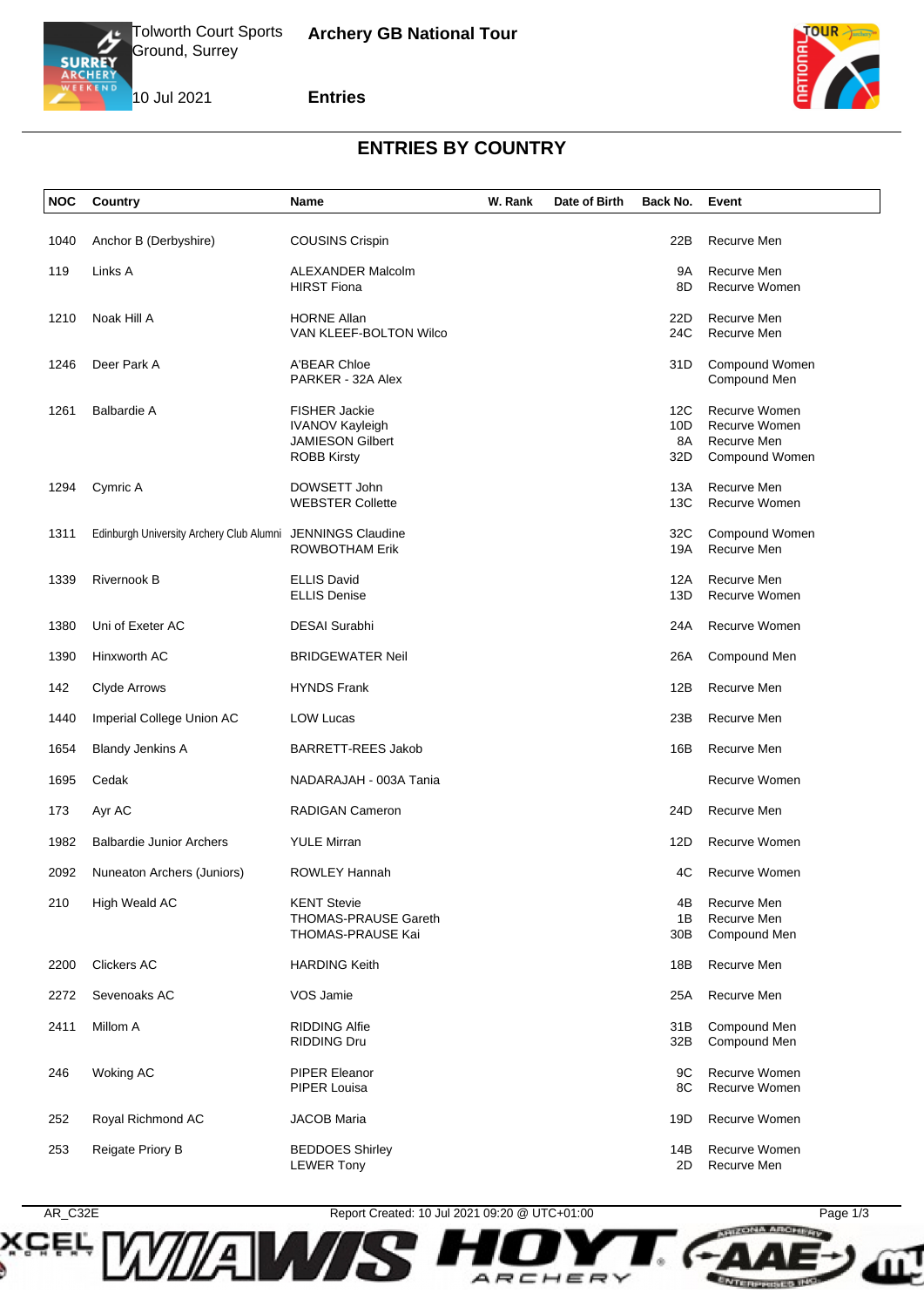Tolworth Court Sports Ground, Surrey

10 Jul 2021

**Archery GB National Tour**

**Entries**

## ENTRIES BY COUNTRY

| NOC | Country | Name | W. Rank | Date of Birth | Back No. | Event |
|---|---|---|---|---|---|---|
| 1040 | Anchor B (Derbyshire) | COUSINS Crispin | | | 22B | Recurve Men |
| 119 | Links A | ALEXANDER Malcolm | | | 9A | Recurve Men |
| | | HIRST Fiona | | | 8D | Recurve Women |
| 1210 | Noak Hill A | HORNE Allan | | | 22D | Recurve Men |
| | | VAN KLEEF-BOLTON Wilco | | | 24C | Recurve Men |
| 1246 | Deer Park A | A'BEAR Chloe | | | 31D | Compound Women |
| | | PARKER - 32A Alex | | | | Compound Men |
| 1261 | Balbardie A | FISHER Jackie | | | 12C | Recurve Women |
| | | IVANOV Kayleigh | | | 10D | Recurve Women |
| | | JAMIESON Gilbert | | | 8A | Recurve Men |
| | | ROBB Kirsty | | | 32D | Compound Women |
| 1294 | Cymric A | DOWSETT John | | | 13A | Recurve Men |
| | | WEBSTER Collette | | | 13C | Recurve Women |
| 1311 | Edinburgh University Archery Club Alumni | JENNINGS Claudine | | | 32C | Compound Women |
| | | ROWBOTHAM Erik | | | 19A | Recurve Men |
| 1339 | Rivernook B | ELLIS David | | | 12A | Recurve Men |
| | | ELLIS Denise | | | 13D | Recurve Women |
| 1380 | Uni of Exeter AC | DESAI Surabhi | | | 24A | Recurve Women |
| 1390 | Hinxworth AC | BRIDGEWATER Neil | | | 26A | Compound Men |
| 142 | Clyde Arrows | HYNDS Frank | | | 12B | Recurve Men |
| 1440 | Imperial College Union AC | LOW Lucas | | | 23B | Recurve Men |
| 1654 | Blandy Jenkins A | BARRETT-REES Jakob | | | 16B | Recurve Men |
| 1695 | Cedak | NADARAJAH - 003A Tania | | | | Recurve Women |
| 173 | Ayr AC | RADIGAN Cameron | | | 24D | Recurve Men |
| 1982 | Balbardie Junior Archers | YULE Mirran | | | 12D | Recurve Women |
| 2092 | Nuneaton Archers (Juniors) | ROWLEY Hannah | | | 4C | Recurve Women |
| 210 | High Weald AC | KENT Stevie | | | 4B | Recurve Men |
| | | THOMAS-PRAUSE Gareth | | | 1B | Recurve Men |
| | | THOMAS-PRAUSE Kai | | | 30B | Compound Men |
| 2200 | Clickers AC | HARDING Keith | | | 18B | Recurve Men |
| 2272 | Sevenoaks AC | VOS Jamie | | | 25A | Recurve Men |
| 2411 | Millom A | RIDDING Alfie | | | 31B | Compound Men |
| | | RIDDING Dru | | | 32B | Compound Men |
| 246 | Woking AC | PIPER Eleanor | | | 9C | Recurve Women |
| | | PIPER Louisa | | | 8C | Recurve Women |
| 252 | Royal Richmond AC | JACOB Maria | | | 19D | Recurve Women |
| 253 | Reigate Priory B | BEDDOES Shirley | | | 14B | Recurve Women |
| | | LEWER Tony | | | 2D | Recurve Men |

AR_C32E Report Created: 10 Jul 2021 09:20 @ UTC+01:00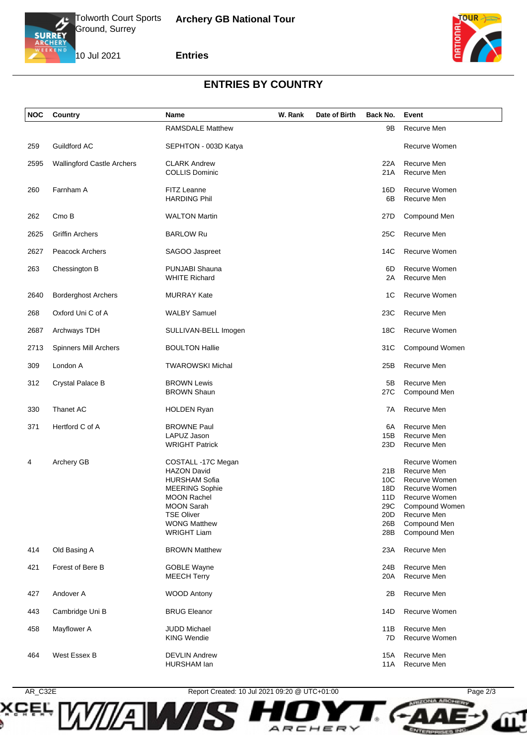## ENTRIES BY COUNTRY

| NOC | Country | Name | W. Rank | Date of Birth | Back No. | Event |
|---|---|---|---|---|---|---|
| | | RAMSDALE Matthew | | | 9B | Recurve Men |
| 259 | Guildford AC | SEPHTON - 003D Katya | | | | Recurve Women |
| 2595 | Wallingford Castle Archers | CLARK Andrew | | | 22A | Recurve Men |
| | | COLLIS Dominic | | | 21A | Recurve Men |
| 260 | Farnham A | FITZ Leanne | | | 16D | Recurve Women |
| | | HARDING Phil | | | 6B | Recurve Men |
| 262 | Cmo B | WALTON Martin | | | 27D | Compound Men |
| 2625 | Griffin Archers | BARLOW Ru | | | 25C | Recurve Men |
| 2627 | Peacock Archers | SAGOO Jaspreet | | | 14C | Recurve Women |
| 263 | Chessington B | PUNJABI Shauna | | | 6D | Recurve Women |
| | | WHITE Richard | | | 2A | Recurve Men |
| 2640 | Borderghost Archers | MURRAY Kate | | | 1C | Recurve Women |
| 268 | Oxford Uni C of A | WALBY Samuel | | | 23C | Recurve Men |
| 2687 | Archways TDH | SULLIVAN-BELL Imogen | | | 18C | Recurve Women |
| 2713 | Spinners Mill Archers | BOULTON Hallie | | | 31C | Compound Women |
| 309 | London A | TWAROWSKI Michal | | | 25B | Recurve Men |
| 312 | Crystal Palace B | BROWN Lewis | | | 5B | Recurve Men |
| | | BROWN Shaun | | | 27C | Compound Men |
| 330 | Thanet AC | HOLDEN Ryan | | | 7A | Recurve Men |
| 371 | Hertford C of A | BROWNE Paul | | | 6A | Recurve Men |
| | | LAPUZ Jason | | | 15B | Recurve Men |
| | | WRIGHT Patrick | | | 23D | Recurve Men |
| 4 | Archery GB | COSTALL -17C Megan | | | | Recurve Women |
| | | HAZON David | | | 21B | Recurve Men |
| | | HURSHAM Sofia | | | 10C | Recurve Women |
| | | MEERING Sophie | | | 18D | Recurve Women |
| | | MOON Rachel | | | 11D | Recurve Women |
| | | MOON Sarah | | | 29C | Compound Women |
| | | TSE Oliver | | | 20D | Recurve Men |
| | | WONG Matthew | | | 26B | Compound Men |
| | | WRIGHT Liam | | | 28B | Compound Men |
| 414 | Old Basing A | BROWN Matthew | | | 23A | Recurve Men |
| 421 | Forest of Bere B | GOBLE Wayne | | | 24B | Recurve Men |
| | | MEECH Terry | | | 20A | Recurve Men |
| 427 | Andover A | WOOD Antony | | | 2B | Recurve Men |
| 443 | Cambridge Uni B | BRUG Eleanor | | | 14D | Recurve Women |
| 458 | Mayflower A | JUDD Michael | | | 11B | Recurve Men |
| | | KING Wendie | | | 7D | Recurve Women |
| 464 | West Essex B | DEVLIN Andrew | | | 15A | Recurve Men |
| | | HURSHAM Ian | | | 11A | Recurve Men |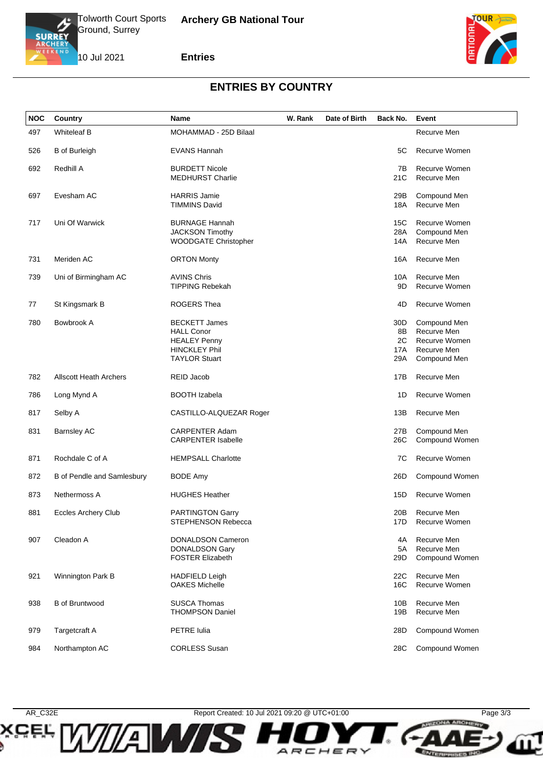Tolworth Court Sports Ground, Surrey

10 Jul 2021

**Archery GB National Tour**

**Entries**

## ENTRIES BY COUNTRY

| NOC | Country | Name | W. Rank | Date of Birth | Back No. | Event |
|---|---|---|---|---|---|---|
| 497 | Whiteleaf B | MOHAMMAD - 25D Bilaal | | | | Recurve Men |
| 526 | B of Burleigh | EVANS Hannah | | | 5C | Recurve Women |
| 692 | Redhill A | BURDETT Nicole | | | 7B | Recurve Women |
| | | MEDHURST Charlie | | | 21C | Recurve Men |
| 697 | Evesham AC | HARRIS Jamie | | | 29B | Compound Men |
| | | TIMMINS David | | | 18A | Recurve Men |
| 717 | Uni Of Warwick | BURNAGE Hannah | | | 15C | Recurve Women |
| | | JACKSON Timothy | | | 28A | Compound Men |
| | | WOODGATE Christopher | | | 14A | Recurve Men |
| 731 | Meriden AC | ORTON Monty | | | 16A | Recurve Men |
| 739 | Uni of Birmingham AC | AVINS Chris | | | 10A | Recurve Men |
| | | TIPPING Rebekah | | | 9D | Recurve Women |
| 77 | St Kingsmark B | ROGERS Thea | | | 4D | Recurve Women |
| 780 | Bowbrook A | BECKETT James | | | 30D | Compound Men |
| | | HALL Conor | | | 8B | Recurve Men |
| | | HEALEY Penny | | | 2C | Recurve Women |
| | | HINCKLEY Phil | | | 17A | Recurve Men |
| | | TAYLOR Stuart | | | 29A | Compound Men |
| 782 | Allscott Heath Archers | REID Jacob | | | 17B | Recurve Men |
| 786 | Long Mynd A | BOOTH Izabela | | | 1D | Recurve Women |
| 817 | Selby A | CASTILLO-ALQUEZAR Roger | | | 13B | Recurve Men |
| 831 | Barnsley AC | CARPENTER Adam | | | 27B | Compound Men |
| | | CARPENTER Isabelle | | | 26C | Compound Women |
| 871 | Rochdale C of A | HEMPSALL Charlotte | | | 7C | Recurve Women |
| 872 | B of Pendle and Samlesbury | BODE Amy | | | 26D | Compound Women |
| 873 | Nethermoss A | HUGHES Heather | | | 15D | Recurve Women |
| 881 | Eccles Archery Club | PARTINGTON Garry | | | 20B | Recurve Men |
| | | STEPHENSON Rebecca | | | 17D | Recurve Women |
| 907 | Cleadon A | DONALDSON Cameron | | | 4A | Recurve Men |
| | | DONALDSON Gary | | | 5A | Recurve Men |
| | | FOSTER Elizabeth | | | 29D | Compound Women |
| 921 | Winnington Park B | HADFIELD Leigh | | | 22C | Recurve Men |
| | | OAKES Michelle | | | 16C | Recurve Women |
| 938 | B of Bruntwood | SUSCA Thomas | | | 10B | Recurve Men |
| | | THOMPSON Daniel | | | 19B | Recurve Men |
| 979 | Targetcraft A | PETRE Iulia | | | 28D | Compound Women |
| 984 | Northampton AC | CORLESS Susan | | | 28C | Compound Women |

AR_C32E

Report Created: 10 Jul 2021 09:20 @ UTC+01:00